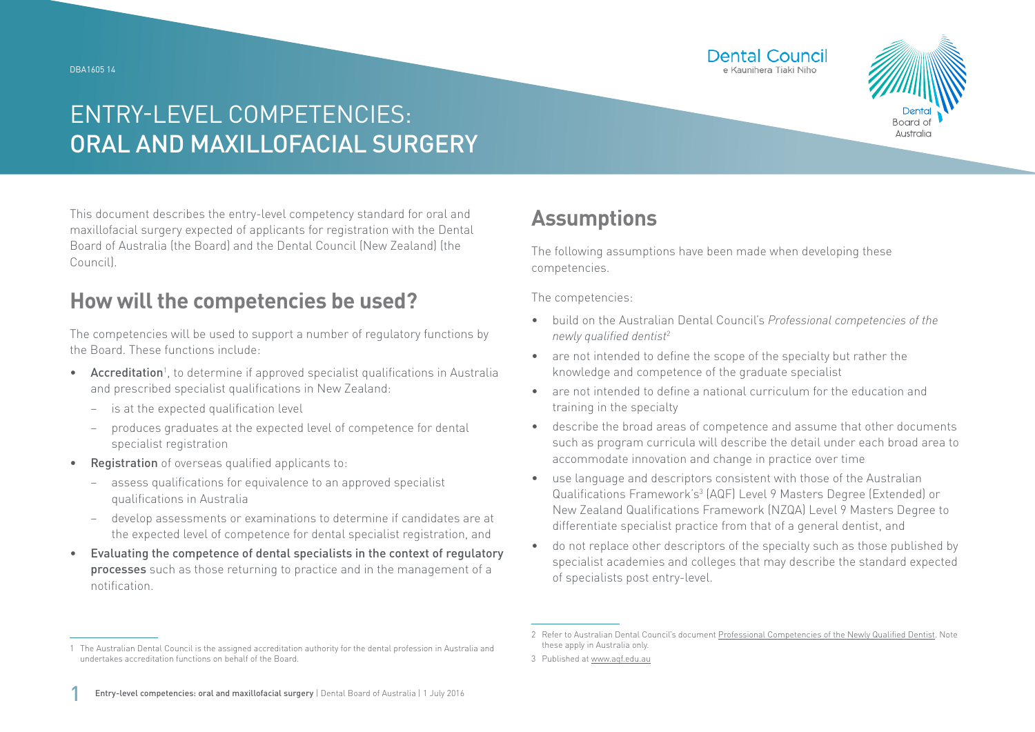DBA1605 14

# ENTRY-LEVEL COMPETENCIES: ORAL AND MAXILLOFACIAL SURGERY

This document describes the entry-level competency standard for oral and maxillofacial surgery expected of applicants for registration with the Dental Board of Australia (the Board) and the Dental Council (New Zealand) (the Council).

## How will the competencies be used?

The competencies will be used to support a number of regulatory functions by the Board. These functions include:

- **Accreditation**[1], to determine if approved specialist qualifications in Australia and prescribed specialist qualifications in New Zealand:
  - is at the expected qualification level
  - produces graduates at the expected level of competence for dental specialist registration
- **Registration** of overseas qualified applicants to:
  - assess qualifications for equivalence to an approved specialist qualifications in Australia
  - develop assessments or examinations to determine if candidates are at the expected level of competence for dental specialist registration, and
- **Evaluating the competence of dental specialists in the context of regulatory processes** such as those returning to practice and in the management of a notification.

## Assumptions

The following assumptions have been made when developing these competencies.

The competencies:

- build on the Australian Dental Council's *Professional competencies of the newly qualified dentist*[2]
- are not intended to define the scope of the specialty but rather the knowledge and competence of the graduate specialist
- are not intended to define a national curriculum for the education and training in the specialty
- describe the broad areas of competence and assume that other documents such as program curricula will describe the detail under each broad area to accommodate innovation and change in practice over time
- use language and descriptors consistent with those of the Australian Qualifications Framework's[3] (AQF) Level 9 Masters Degree (Extended) or New Zealand Qualifications Framework (NZQA) Level 9 Masters Degree to differentiate specialist practice from that of a general dentist, and
- do not replace other descriptors of the specialty such as those published by specialist academies and colleges that may describe the standard expected of specialists post entry-level.

1 The Australian Dental Council is the assigned accreditation authority for the dental profession in Australia and undertakes accreditation functions on behalf of the Board.

2 Refer to Australian Dental Council's document Professional Competencies of the Newly Qualified Dentist. Note these apply in Australia only.

3 Published at www.aqf.edu.au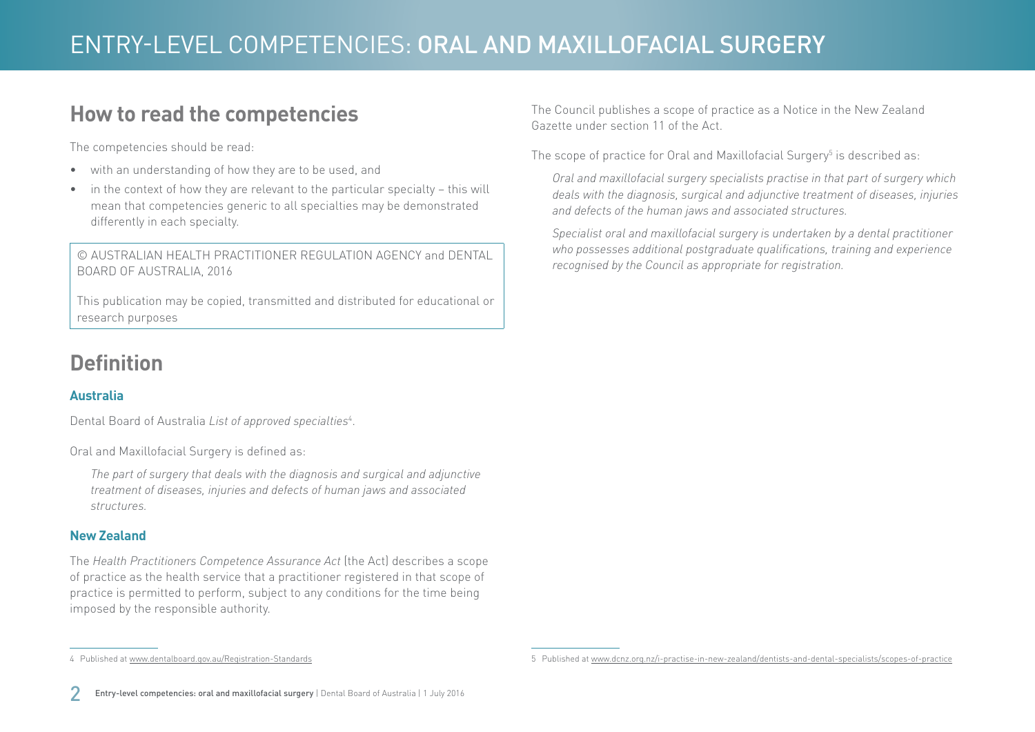## How to read the competencies

The competencies should be read:

- with an understanding of how they are to be used, and
- in the context of how they are relevant to the particular specialty – this will mean that competencies generic to all specialties may be demonstrated differently in each specialty.

© AUSTRALIAN HEALTH PRACTITIONER REGULATION AGENCY and DENTAL BOARD OF AUSTRALIA, 2016

This publication may be copied, transmitted and distributed for educational or research purposes

## Definition

### Australia

Dental Board of Australia *List of approved specialties*[4].

Oral and Maxillofacial Surgery is defined as:

> *The part of surgery that deals with the diagnosis and surgical and adjunctive treatment of diseases, injuries and defects of human jaws and associated structures.*

### New Zealand

The *Health Practitioners Competence Assurance Act* (the Act) describes a scope of practice as the health service that a practitioner registered in that scope of practice is permitted to perform, subject to any conditions for the time being imposed by the responsible authority.

The Council publishes a scope of practice as a Notice in the New Zealand Gazette under section 11 of the Act.

The scope of practice for Oral and Maxillofacial Surgery[5] is described as:

> *Oral and maxillofacial surgery specialists practise in that part of surgery which deals with the diagnosis, surgical and adjunctive treatment of diseases, injuries and defects of the human jaws and associated structures.*
>
> *Specialist oral and maxillofacial surgery is undertaken by a dental practitioner who possesses additional postgraduate qualifications, training and experience recognised by the Council as appropriate for registration.*

---

4 Published at www.dentalboard.gov.au/Registration-Standards

5 Published at www.dcnz.org.nz/i-practise-in-new-zealand/dentists-and-dental-specialists/scopes-of-practice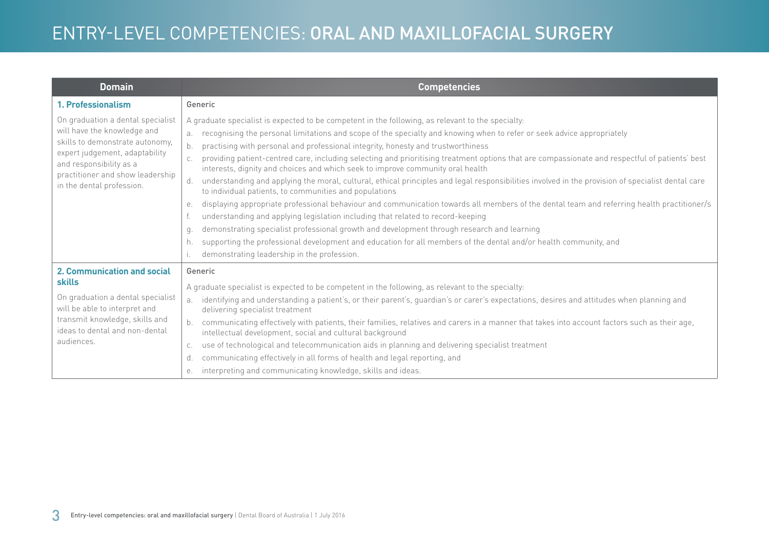# ENTRY-LEVEL COMPETENCIES: ORAL AND MAXILLOFACIAL SURGERY

| Domain | Competencies |
|---|---|
| **1. Professionalism**<br><br>On graduation a dental specialist will have the knowledge and skills to demonstrate autonomy, expert judgement, adaptability and responsibility as a practitioner and show leadership in the dental profession. | Generic<br><br>A graduate specialist is expected to be competent in the following, as relevant to the specialty:<br>a. recognising the personal limitations and scope of the specialty and knowing when to refer or seek advice appropriately<br>b. practising with personal and professional integrity, honesty and trustworthiness<br>c. providing patient-centred care, including selecting and prioritising treatment options that are compassionate and respectful of patients' best interests, dignity and choices and which seek to improve community oral health<br>d. understanding and applying the moral, cultural, ethical principles and legal responsibilities involved in the provision of specialist dental care to individual patients, to communities and populations<br>e. displaying appropriate professional behaviour and communication towards all members of the dental team and referring health practitioner/s<br>f. understanding and applying legislation including that related to record-keeping<br>g. demonstrating specialist professional growth and development through research and learning<br>h. supporting the professional development and education for all members of the dental and/or health community, and<br>i. demonstrating leadership in the profession. |
| **2. Communication and social skills**<br><br>On graduation a dental specialist will be able to interpret and transmit knowledge, skills and ideas to dental and non-dental audiences. | Generic<br><br>A graduate specialist is expected to be competent in the following, as relevant to the specialty:<br>a. identifying and understanding a patient's, or their parent's, guardian's or carer's expectations, desires and attitudes when planning and delivering specialist treatment<br>b. communicating effectively with patients, their families, relatives and carers in a manner that takes into account factors such as their age, intellectual development, social and cultural background<br>c. use of technological and telecommunication aids in planning and delivering specialist treatment<br>d. communicating effectively in all forms of health and legal reporting, and<br>e. interpreting and communicating knowledge, skills and ideas. |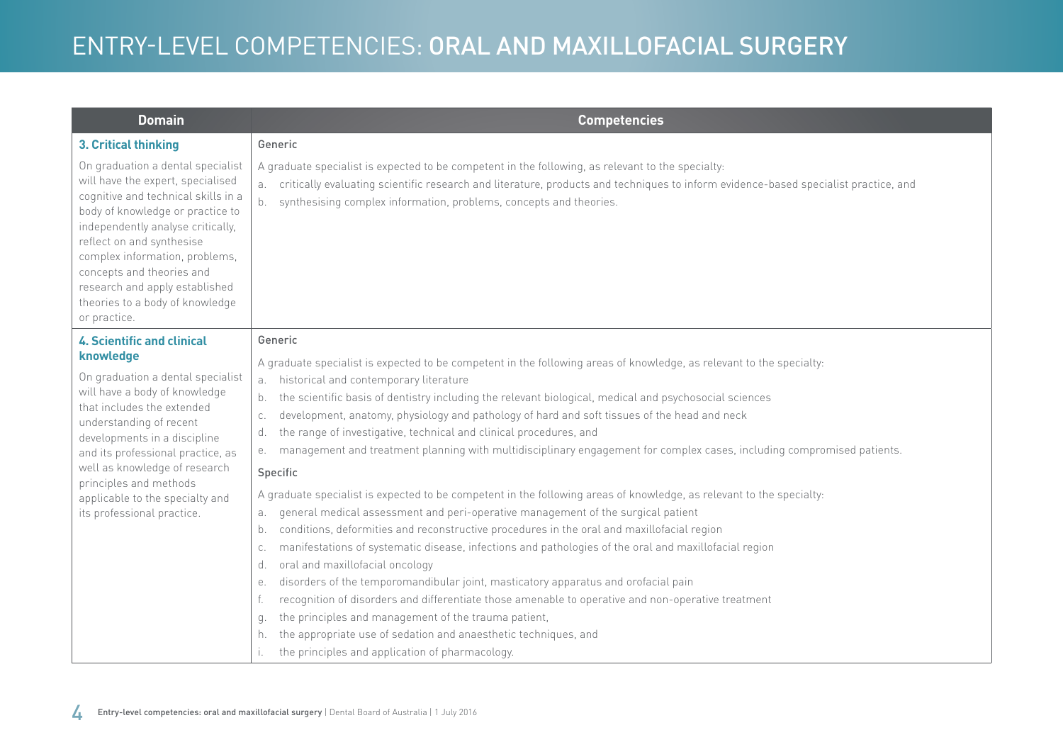# ENTRY-LEVEL COMPETENCIES: ORAL AND MAXILLOFACIAL SURGERY

| Domain | Competencies |
|---|---|
| **3. Critical thinking**<br><br>On graduation a dental specialist will have the expert, specialised cognitive and technical skills in a body of knowledge or practice to independently analyse critically, reflect on and synthesise complex information, problems, concepts and theories and research and apply established theories to a body of knowledge or practice. | **Generic**<br><br>A graduate specialist is expected to be competent in the following, as relevant to the specialty:<br>a. critically evaluating scientific research and literature, products and techniques to inform evidence-based specialist practice, and<br>b. synthesising complex information, problems, concepts and theories. |
| **4. Scientific and clinical knowledge**<br><br>On graduation a dental specialist will have a body of knowledge that includes the extended understanding of recent developments in a discipline and its professional practice, as well as knowledge of research principles and methods applicable to the specialty and its professional practice. | **Generic**<br><br>A graduate specialist is expected to be competent in the following areas of knowledge, as relevant to the specialty:<br>a. historical and contemporary literature<br>b. the scientific basis of dentistry including the relevant biological, medical and psychosocial sciences<br>c. development, anatomy, physiology and pathology of hard and soft tissues of the head and neck<br>d. the range of investigative, technical and clinical procedures, and<br>e. management and treatment planning with multidisciplinary engagement for complex cases, including compromised patients.<br><br>**Specific**<br><br>A graduate specialist is expected to be competent in the following areas of knowledge, as relevant to the specialty:<br>a. general medical assessment and peri-operative management of the surgical patient<br>b. conditions, deformities and reconstructive procedures in the oral and maxillofacial region<br>c. manifestations of systematic disease, infections and pathologies of the oral and maxillofacial region<br>d. oral and maxillofacial oncology<br>e. disorders of the temporomandibular joint, masticatory apparatus and orofacial pain<br>f. recognition of disorders and differentiate those amenable to operative and non-operative treatment<br>g. the principles and management of the trauma patient,<br>h. the appropriate use of sedation and anaesthetic techniques, and<br>i. the principles and application of pharmacology. |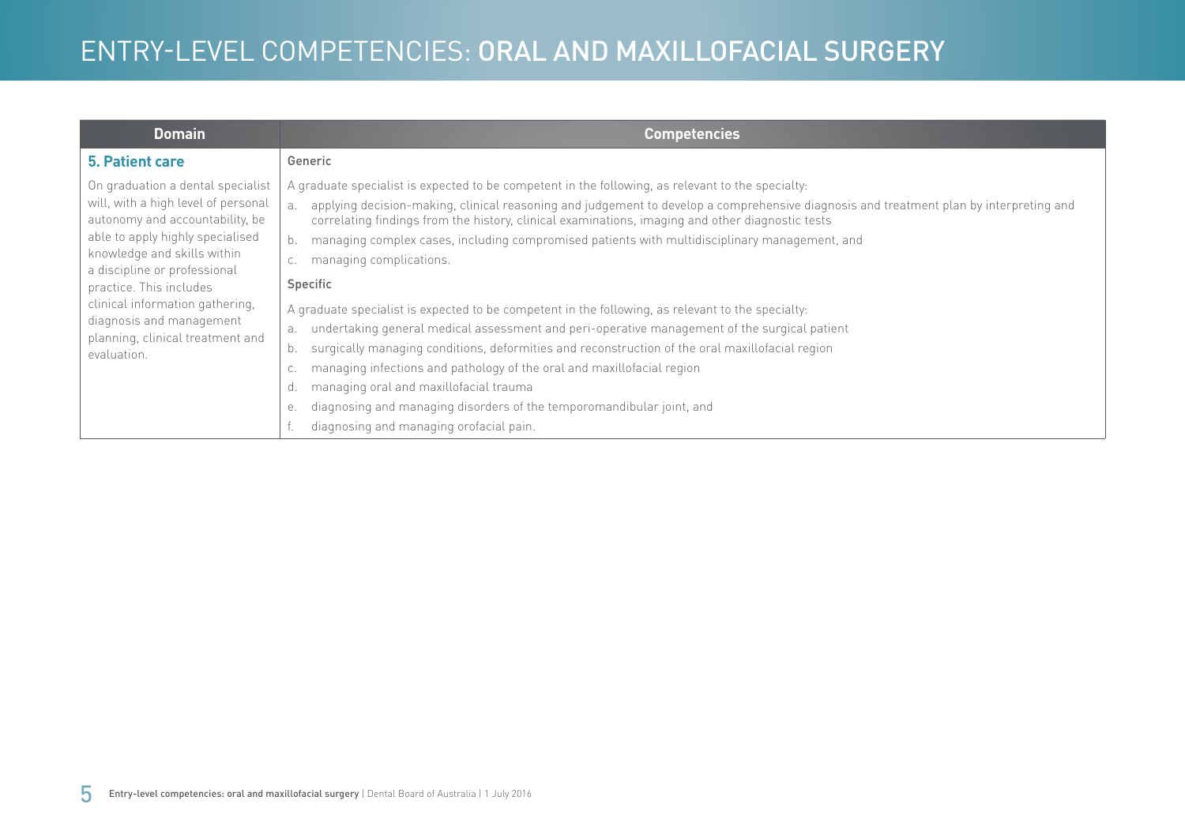# ENTRY-LEVEL COMPETENCIES: ORAL AND MAXILLOFACIAL SURGERY

| Domain | Competencies |
|---|---|
| **5. Patient care**<br><br>On graduation a dental specialist will, with a high level of personal autonomy and accountability, be able to apply highly specialised knowledge and skills within a discipline or professional practice. This includes clinical information gathering, diagnosis and management planning, clinical treatment and evaluation. | Generic<br><br>A graduate specialist is expected to be competent in the following, as relevant to the specialty:<br>a. applying decision-making, clinical reasoning and judgement to develop a comprehensive diagnosis and treatment plan by interpreting and correlating findings from the history, clinical examinations, imaging and other diagnostic tests<br>b. managing complex cases, including compromised patients with multidisciplinary management, and<br>c. managing complications.<br><br>Specific<br><br>A graduate specialist is expected to be competent in the following, as relevant to the specialty:<br>a. undertaking general medical assessment and peri-operative management of the surgical patient<br>b. surgically managing conditions, deformities and reconstruction of the oral maxillofacial region<br>c. managing infections and pathology of the oral and maxillofacial region<br>d. managing oral and maxillofacial trauma<br>e. diagnosing and managing disorders of the temporomandibular joint, and<br>f. diagnosing and managing orofacial pain. |